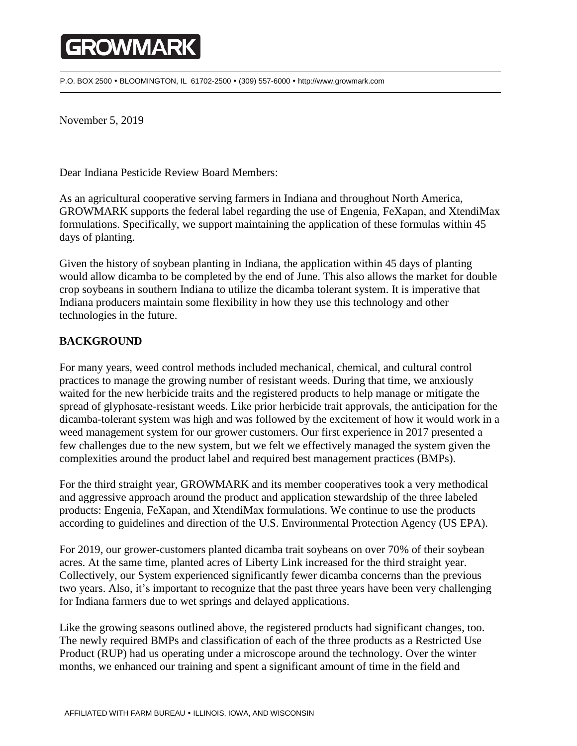# GROWMARK

P.O. BOX 2500 • BLOOMINGTON, IL 61702-2500 • (309) 557-6000 • http://www.growmark.com

November 5, 2019

Dear Indiana Pesticide Review Board Members:

As an agricultural cooperative serving farmers in Indiana and throughout North America, GROWMARK supports the federal label regarding the use of Engenia, FeXapan, and XtendiMax formulations. Specifically, we support maintaining the application of these formulas within 45 days of planting.

Given the history of soybean planting in Indiana, the application within 45 days of planting would allow dicamba to be completed by the end of June. This also allows the market for double crop soybeans in southern Indiana to utilize the dicamba tolerant system. It is imperative that Indiana producers maintain some flexibility in how they use this technology and other technologies in the future.

## BACKGROUND

For many years, weed control methods included mechanical, chemical, and cultural control practices to manage the growing number of resistant weeds. During that time, we anxiously waited for the new herbicide traits and the registered products to help manage or mitigate the spread of glyphosate-resistant weeds. Like prior herbicide trait approvals, the anticipation for the dicamba-tolerant system was high and was followed by the excitement of how it would work in a weed management system for our grower customers. Our first experience in 2017 presented a few challenges due to the new system, but we felt we effectively managed the system given the complexities around the product label and required best management practices (BMPs).

For the third straight year, GROWMARK and its member cooperatives took a very methodical and aggressive approach around the product and application stewardship of the three labeled products: Engenia, FeXapan, and XtendiMax formulations. We continue to use the products according to guidelines and direction of the U.S. Environmental Protection Agency (US EPA).

For 2019, our grower-customers planted dicamba trait soybeans on over 70% of their soybean acres. At the same time, planted acres of Liberty Link increased for the third straight year. Collectively, our System experienced significantly fewer dicamba concerns than the previous two years. Also, it's important to recognize that the past three years have been very challenging for Indiana farmers due to wet springs and delayed applications.

Like the growing seasons outlined above, the registered products had significant changes, too. The newly required BMPs and classification of each of the three products as a Restricted Use Product (RUP) had us operating under a microscope around the technology. Over the winter months, we enhanced our training and spent a significant amount of time in the field and

AFFILIATED WITH FARM BUREAU • ILLINOIS, IOWA, AND WISCONSIN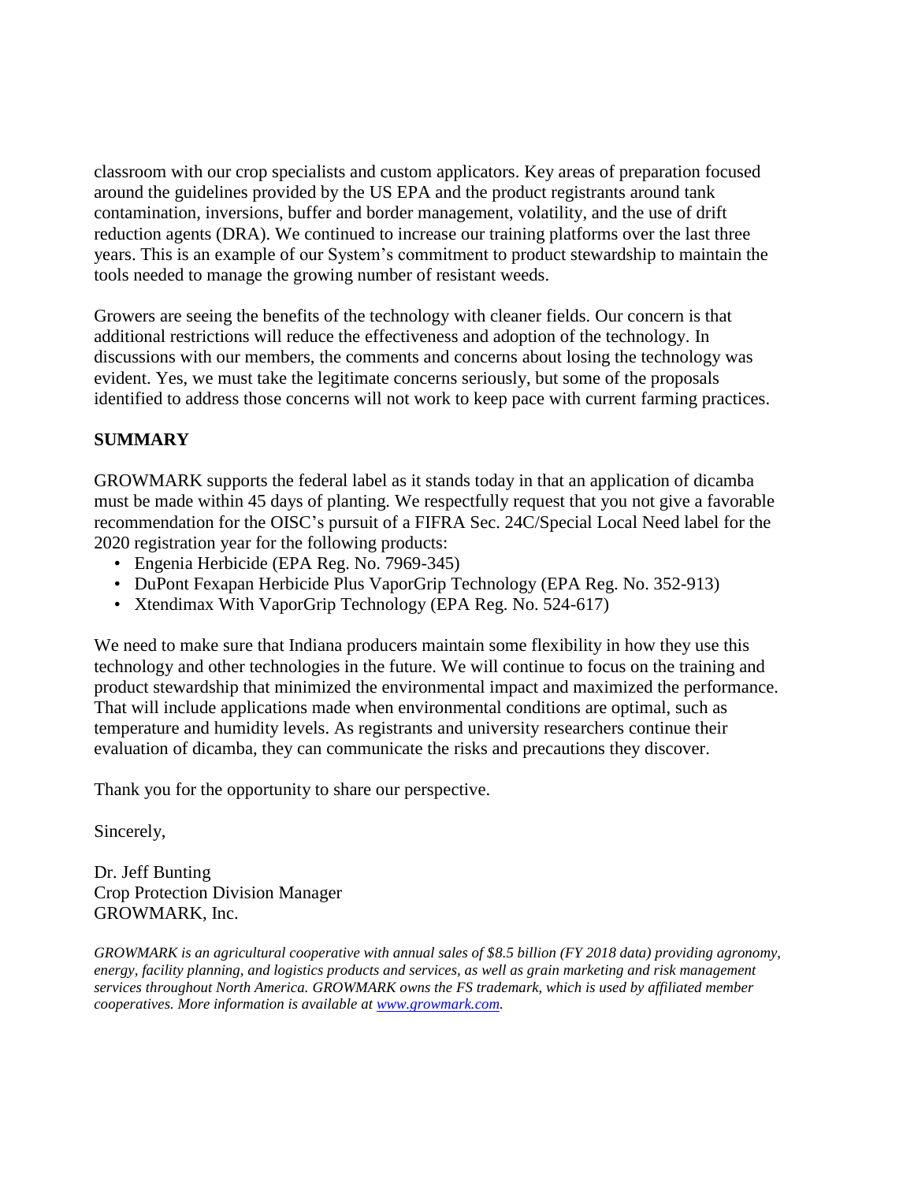classroom with our crop specialists and custom applicators. Key areas of preparation focused around the guidelines provided by the US EPA and the product registrants around tank contamination, inversions, buffer and border management, volatility, and the use of drift reduction agents (DRA). We continued to increase our training platforms over the last three years. This is an example of our System's commitment to product stewardship to maintain the tools needed to manage the growing number of resistant weeds.

Growers are seeing the benefits of the technology with cleaner fields. Our concern is that additional restrictions will reduce the effectiveness and adoption of the technology. In discussions with our members, the comments and concerns about losing the technology was evident. Yes, we must take the legitimate concerns seriously, but some of the proposals identified to address those concerns will not work to keep pace with current farming practices.

**SUMMARY**

GROWMARK supports the federal label as it stands today in that an application of dicamba must be made within 45 days of planting. We respectfully request that you not give a favorable recommendation for the OISC's pursuit of a FIFRA Sec. 24C/Special Local Need label for the 2020 registration year for the following products:

- Engenia Herbicide (EPA Reg. No. 7969-345)
- DuPont Fexapan Herbicide Plus VaporGrip Technology (EPA Reg. No. 352-913)
- Xtendimax With VaporGrip Technology (EPA Reg. No. 524-617)

We need to make sure that Indiana producers maintain some flexibility in how they use this technology and other technologies in the future. We will continue to focus on the training and product stewardship that minimized the environmental impact and maximized the performance. That will include applications made when environmental conditions are optimal, such as temperature and humidity levels. As registrants and university researchers continue their evaluation of dicamba, they can communicate the risks and precautions they discover.

Thank you for the opportunity to share our perspective.

Sincerely,

Dr. Jeff Bunting
Crop Protection Division Manager
GROWMARK, Inc.

*GROWMARK is an agricultural cooperative with annual sales of $8.5 billion (FY 2018 data) providing agronomy, energy, facility planning, and logistics products and services, as well as grain marketing and risk management services throughout North America. GROWMARK owns the FS trademark, which is used by affiliated member cooperatives. More information is available at [www.growmark.com](http://www.growmark.com).*